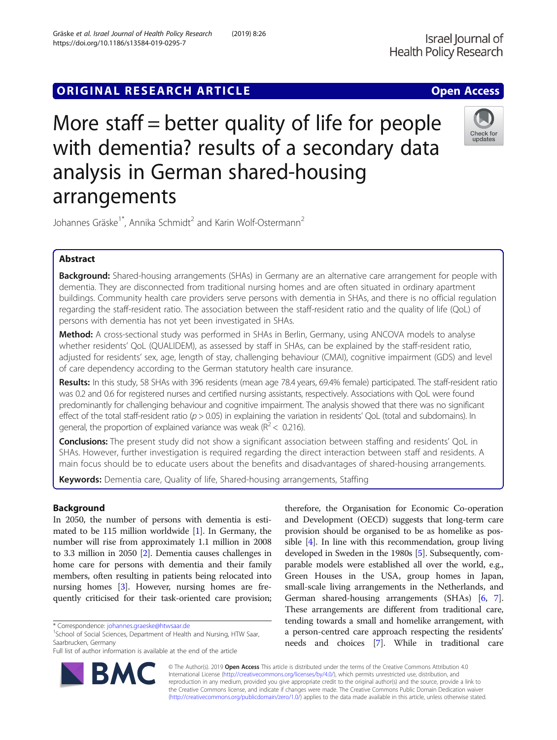ORIGINAL RESEARCH ARTICLE

Open Access

# More staff = better quality of life for people with dementia? results of a secondary data analysis in German shared-housing arrangements

Johannes Gräske[1*], Annika Schmidt[2] and Karin Wolf-Ostermann[2]

## Abstract

**Background:** Shared-housing arrangements (SHAs) in Germany are an alternative care arrangement for people with dementia. They are disconnected from traditional nursing homes and are often situated in ordinary apartment buildings. Community health care providers serve persons with dementia in SHAs, and there is no official regulation regarding the staff-resident ratio. The association between the staff-resident ratio and the quality of life (QoL) of persons with dementia has not yet been investigated in SHAs.

**Method:** A cross-sectional study was performed in SHAs in Berlin, Germany, using ANCOVA models to analyse whether residents' QoL (QUALIDEM), as assessed by staff in SHAs, can be explained by the staff-resident ratio, adjusted for residents' sex, age, length of stay, challenging behaviour (CMAI), cognitive impairment (GDS) and level of care dependency according to the German statutory health care insurance.

**Results:** In this study, 58 SHAs with 396 residents (mean age 78.4 years, 69.4% female) participated. The staff-resident ratio was 0.2 and 0.6 for registered nurses and certified nursing assistants, respectively. Associations with QoL were found predominantly for challenging behaviour and cognitive impairment. The analysis showed that there was no significant effect of the total staff-resident ratio ($p > 0.05$) in explaining the variation in residents' QoL (total and subdomains). In general, the proportion of explained variance was weak ($R^2 < 0.216$).

**Conclusions:** The present study did not show a significant association between staffing and residents' QoL in SHAs. However, further investigation is required regarding the direct interaction between staff and residents. A main focus should be to educate users about the benefits and disadvantages of shared-housing arrangements.

**Keywords:** Dementia care, Quality of life, Shared-housing arrangements, Staffing

## Background

In 2050, the number of persons with dementia is estimated to be 115 million worldwide [1]. In Germany, the number will rise from approximately 1.1 million in 2008 to 3.3 million in 2050 [2]. Dementia causes challenges in home care for persons with dementia and their family members, often resulting in patients being relocated into nursing homes [3]. However, nursing homes are frequently criticised for their task-oriented care provision; therefore, the Organisation for Economic Co-operation and Development (OECD) suggests that long-term care provision should be organised to be as homelike as possible [4]. In line with this recommendation, group living developed in Sweden in the 1980s [5]. Subsequently, comparable models were established all over the world, e.g., Green Houses in the USA, group homes in Japan, small-scale living arrangements in the Netherlands, and German shared-housing arrangements (SHAs) [6, 7]. These arrangements are different from traditional care, tending towards a small and homelike arrangement, with a person-centred care approach respecting the residents' needs and choices [7]. While in traditional care

* Correspondence: johannes.graeske@htwsaar.de
[1]School of Social Sciences, Department of Health and Nursing, HTW Saar, Saarbrucken, Germany
Full list of author information is available at the end of the article

© The Author(s). 2019 **Open Access** This article is distributed under the terms of the Creative Commons Attribution 4.0 International License (http://creativecommons.org/licenses/by/4.0/), which permits unrestricted use, distribution, and reproduction in any medium, provided you give appropriate credit to the original author(s) and the source, provide a link to the Creative Commons license, and indicate if changes were made. The Creative Commons Public Domain Dedication waiver (http://creativecommons.org/publicdomain/zero/1.0/) applies to the data made available in this article, unless otherwise stated.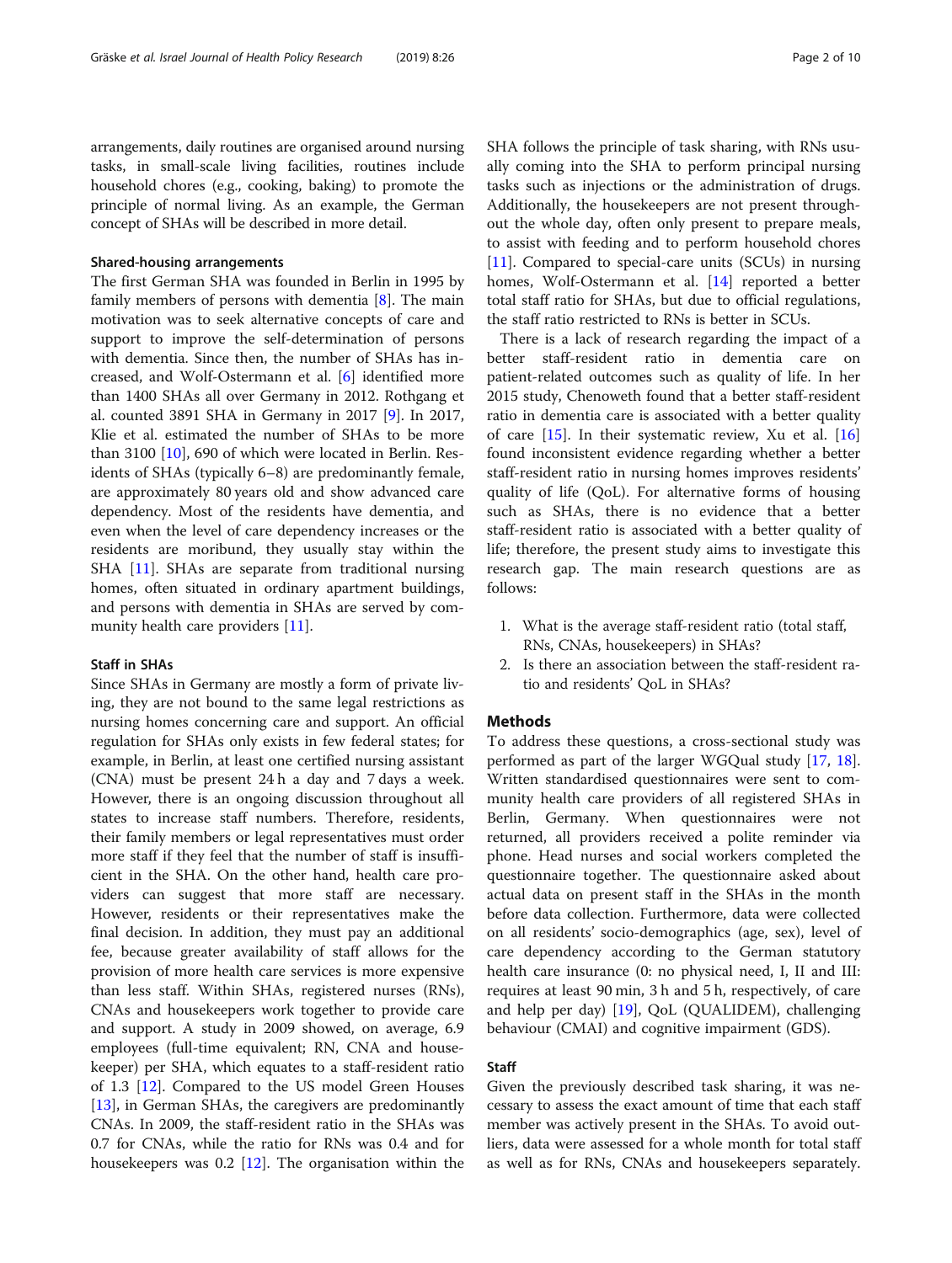arrangements, daily routines are organised around nursing tasks, in small-scale living facilities, routines include household chores (e.g., cooking, baking) to promote the principle of normal living. As an example, the German concept of SHAs will be described in more detail.

### Shared-housing arrangements

The first German SHA was founded in Berlin in 1995 by family members of persons with dementia [8]. The main motivation was to seek alternative concepts of care and support to improve the self-determination of persons with dementia. Since then, the number of SHAs has increased, and Wolf-Ostermann et al. [6] identified more than 1400 SHAs all over Germany in 2012. Rothgang et al. counted 3891 SHA in Germany in 2017 [9]. In 2017, Klie et al. estimated the number of SHAs to be more than 3100 [10], 690 of which were located in Berlin. Residents of SHAs (typically 6–8) are predominantly female, are approximately 80 years old and show advanced care dependency. Most of the residents have dementia, and even when the level of care dependency increases or the residents are moribund, they usually stay within the SHA [11]. SHAs are separate from traditional nursing homes, often situated in ordinary apartment buildings, and persons with dementia in SHAs are served by community health care providers [11].

### Staff in SHAs

Since SHAs in Germany are mostly a form of private living, they are not bound to the same legal restrictions as nursing homes concerning care and support. An official regulation for SHAs only exists in few federal states; for example, in Berlin, at least one certified nursing assistant (CNA) must be present 24 h a day and 7 days a week. However, there is an ongoing discussion throughout all states to increase staff numbers. Therefore, residents, their family members or legal representatives must order more staff if they feel that the number of staff is insufficient in the SHA. On the other hand, health care providers can suggest that more staff are necessary. However, residents or their representatives make the final decision. In addition, they must pay an additional fee, because greater availability of staff allows for the provision of more health care services is more expensive than less staff. Within SHAs, registered nurses (RNs), CNAs and housekeepers work together to provide care and support. A study in 2009 showed, on average, 6.9 employees (full-time equivalent; RN, CNA and housekeeper) per SHA, which equates to a staff-resident ratio of 1.3 [12]. Compared to the US model Green Houses [13], in German SHAs, the caregivers are predominantly CNAs. In 2009, the staff-resident ratio in the SHAs was 0.7 for CNAs, while the ratio for RNs was 0.4 and for housekeepers was 0.2 [12]. The organisation within the SHA follows the principle of task sharing, with RNs usually coming into the SHA to perform principal nursing tasks such as injections or the administration of drugs. Additionally, the housekeepers are not present throughout the whole day, often only present to prepare meals, to assist with feeding and to perform household chores [11]. Compared to special-care units (SCUs) in nursing homes, Wolf-Ostermann et al. [14] reported a better total staff ratio for SHAs, but due to official regulations, the staff ratio restricted to RNs is better in SCUs.

There is a lack of research regarding the impact of a better staff-resident ratio in dementia care on patient-related outcomes such as quality of life. In her 2015 study, Chenoweth found that a better staff-resident ratio in dementia care is associated with a better quality of care [15]. In their systematic review, Xu et al. [16] found inconsistent evidence regarding whether a better staff-resident ratio in nursing homes improves residents' quality of life (QoL). For alternative forms of housing such as SHAs, there is no evidence that a better staff-resident ratio is associated with a better quality of life; therefore, the present study aims to investigate this research gap. The main research questions are as follows:

1. What is the average staff-resident ratio (total staff, RNs, CNAs, housekeepers) in SHAs?
2. Is there an association between the staff-resident ratio and residents' QoL in SHAs?

## Methods

To address these questions, a cross-sectional study was performed as part of the larger WGQual study [17, 18]. Written standardised questionnaires were sent to community health care providers of all registered SHAs in Berlin, Germany. When questionnaires were not returned, all providers received a polite reminder via phone. Head nurses and social workers completed the questionnaire together. The questionnaire asked about actual data on present staff in the SHAs in the month before data collection. Furthermore, data were collected on all residents' socio-demographics (age, sex), level of care dependency according to the German statutory health care insurance (0: no physical need, I, II and III: requires at least 90 min, 3 h and 5 h, respectively, of care and help per day) [19], QoL (QUALIDEM), challenging behaviour (CMAI) and cognitive impairment (GDS).

### Staff

Given the previously described task sharing, it was necessary to assess the exact amount of time that each staff member was actively present in the SHAs. To avoid outliers, data were assessed for a whole month for total staff as well as for RNs, CNAs and housekeepers separately.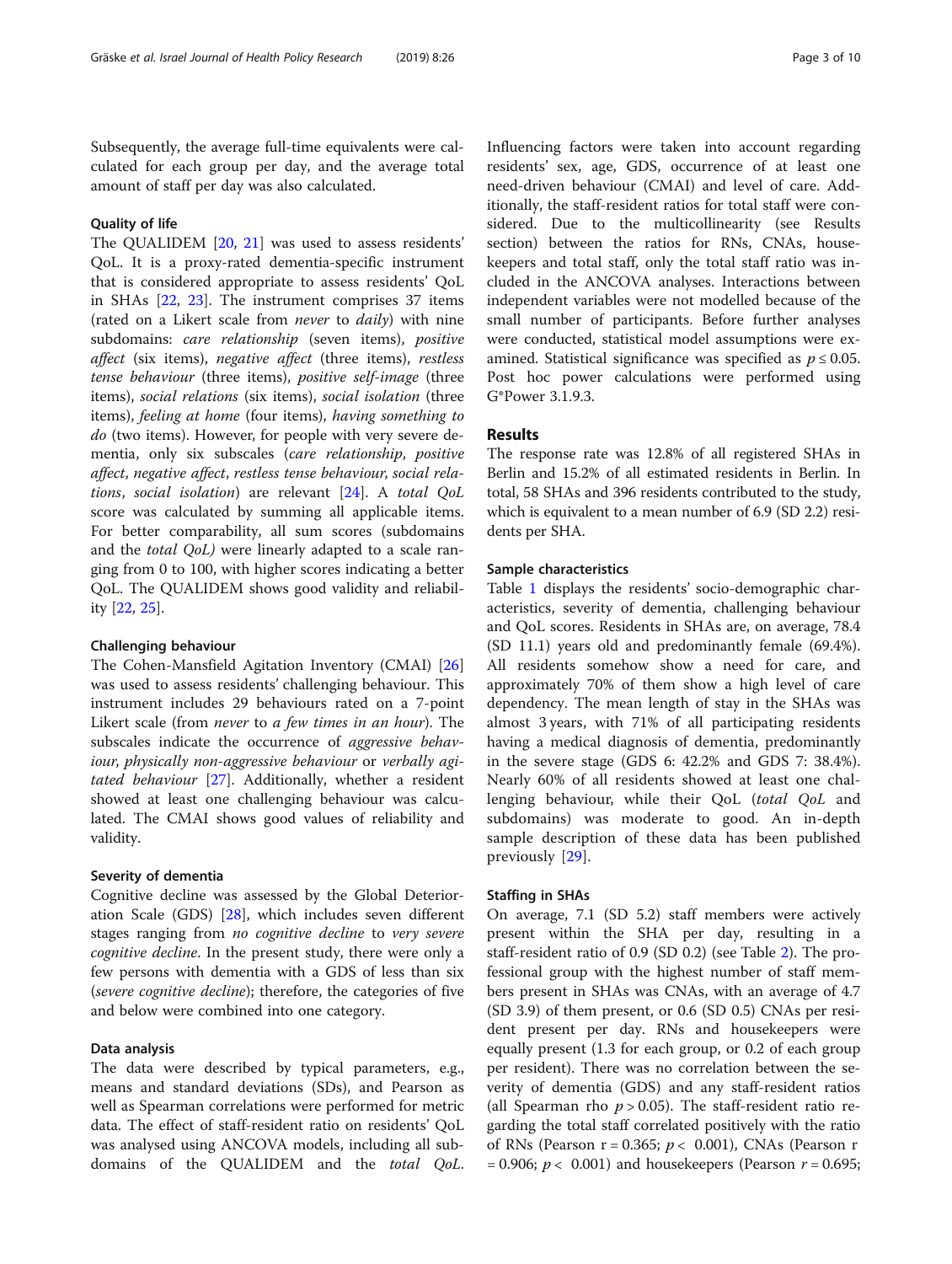Subsequently, the average full-time equivalents were calculated for each group per day, and the average total amount of staff per day was also calculated.

### Quality of life

The QUALIDEM [20, 21] was used to assess residents' QoL. It is a proxy-rated dementia-specific instrument that is considered appropriate to assess residents' QoL in SHAs [22, 23]. The instrument comprises 37 items (rated on a Likert scale from *never* to *daily*) with nine subdomains: *care relationship* (seven items), *positive affect* (six items), *negative affect* (three items), *restless tense behaviour* (three items), *positive self-image* (three items), *social relations* (six items), *social isolation* (three items), *feeling at home* (four items), *having something to do* (two items). However, for people with very severe dementia, only six subscales (*care relationship*, *positive affect*, *negative affect*, *restless tense behaviour*, *social relations*, *social isolation*) are relevant [24]. A *total QoL* score was calculated by summing all applicable items. For better comparability, all sum scores (subdomains and the *total QoL)* were linearly adapted to a scale ranging from 0 to 100, with higher scores indicating a better QoL. The QUALIDEM shows good validity and reliability [22, 25].

### Challenging behaviour

The Cohen-Mansfield Agitation Inventory (CMAI) [26] was used to assess residents' challenging behaviour. This instrument includes 29 behaviours rated on a 7-point Likert scale (from *never* to *a few times in an hour*). The subscales indicate the occurrence of *aggressive behaviour*, *physically non-aggressive behaviour* or *verbally agitated behaviour* [27]. Additionally, whether a resident showed at least one challenging behaviour was calculated. The CMAI shows good values of reliability and validity.

### Severity of dementia

Cognitive decline was assessed by the Global Deterioration Scale (GDS) [28], which includes seven different stages ranging from *no cognitive decline* to *very severe cognitive decline*. In the present study, there were only a few persons with dementia with a GDS of less than six (*severe cognitive decline*); therefore, the categories of five and below were combined into one category.

### Data analysis

The data were described by typical parameters, e.g., means and standard deviations (SDs), and Pearson as well as Spearman correlations were performed for metric data. The effect of staff-resident ratio on residents' QoL was analysed using ANCOVA models, including all subdomains of the QUALIDEM and the *total QoL*. Influencing factors were taken into account regarding residents' sex, age, GDS, occurrence of at least one need-driven behaviour (CMAI) and level of care. Additionally, the staff-resident ratios for total staff were considered. Due to the multicollinearity (see Results section) between the ratios for RNs, CNAs, housekeepers and total staff, only the total staff ratio was included in the ANCOVA analyses. Interactions between independent variables were not modelled because of the small number of participants. Before further analyses were conducted, statistical model assumptions were examined. Statistical significance was specified as $p \leq 0.05$. Post hoc power calculations were performed using G*Power 3.1.9.3.

## Results

The response rate was 12.8% of all registered SHAs in Berlin and 15.2% of all estimated residents in Berlin. In total, 58 SHAs and 396 residents contributed to the study, which is equivalent to a mean number of 6.9 (SD 2.2) residents per SHA.

### Sample characteristics

Table 1 displays the residents' socio-demographic characteristics, severity of dementia, challenging behaviour and QoL scores. Residents in SHAs are, on average, 78.4 (SD 11.1) years old and predominantly female (69.4%). All residents somehow show a need for care, and approximately 70% of them show a high level of care dependency. The mean length of stay in the SHAs was almost 3 years, with 71% of all participating residents having a medical diagnosis of dementia, predominantly in the severe stage (GDS 6: 42.2% and GDS 7: 38.4%). Nearly 60% of all residents showed at least one challenging behaviour, while their QoL (*total QoL* and subdomains) was moderate to good. An in-depth sample description of these data has been published previously [29].

### Staffing in SHAs

On average, 7.1 (SD 5.2) staff members were actively present within the SHA per day, resulting in a staff-resident ratio of 0.9 (SD 0.2) (see Table 2). The professional group with the highest number of staff members present in SHAs was CNAs, with an average of 4.7 (SD 3.9) of them present, or 0.6 (SD 0.5) CNAs per resident present per day. RNs and housekeepers were equally present (1.3 for each group, or 0.2 of each group per resident). There was no correlation between the severity of dementia (GDS) and any staff-resident ratios (all Spearman rho $p > 0.05$). The staff-resident ratio regarding the total staff correlated positively with the ratio of RNs (Pearson $r = 0.365$; $p < 0.001$), CNAs (Pearson $r = 0.906$; $p < 0.001$) and housekeepers (Pearson $r = 0.695$;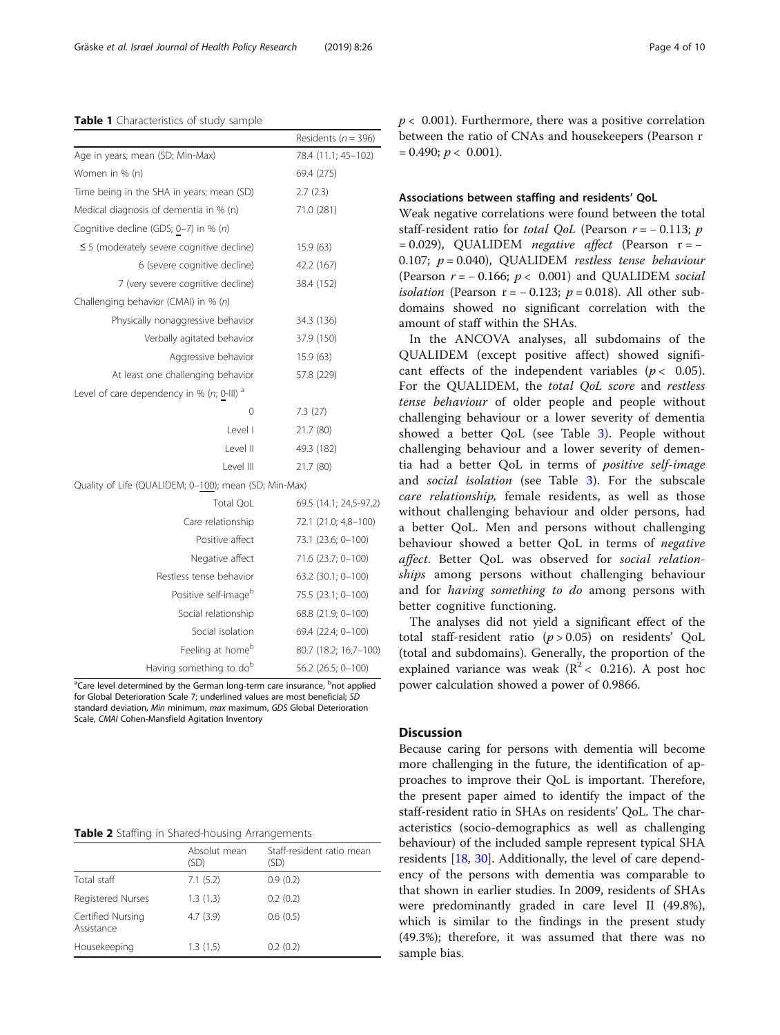**Table 1** Characteristics of study sample

| | Residents ($n = 396$) |
|---|---|
| Age in years; mean (SD; Min-Max) | 78.4 (11.1; 45–102) |
| Women in % (n) | 69.4 (275) |
| Time being in the SHA in years; mean (SD) | 2.7 (2.3) |
| Medical diagnosis of dementia in % (n) | 71.0 (281) |
| Cognitive decline (GDS; 0–7) in % (*n*) | |
| ≤ 5 (moderately severe cognitive decline) | 15.9 (63) |
| 6 (severe cognitive decline) | 42.2 (167) |
| 7 (very severe cognitive decline) | 38.4 (152) |
| Challenging behavior (CMAI) in % (*n*) | |
| Physically nonaggressive behavior | 34.3 (136) |
| Verbally agitated behavior | 37.9 (150) |
| Aggressive behavior | 15.9 (63) |
| At least one challenging behavior | 57.8 (229) |
| Level of care dependency in % (*n*; 0-III) [a] | |
| 0 | 7.3 (27) |
| Level I | 21.7 (80) |
| Level II | 49.3 (182) |
| Level III | 21.7 (80) |
| Quality of Life (QUALIDEM; 0–100); mean (SD; Min-Max) | |
| Total QoL | 69.5 (14.1; 24,5-97,2) |
| Care relationship | 72.1 (21.0; 4,8–100) |
| Positive affect | 73.1 (23.6; 0–100) |
| Negative affect | 71.6 (23.7; 0–100) |
| Restless tense behavior | 63.2 (30.1; 0–100) |
| Positive self-image[b] | 75.5 (23.1; 0–100) |
| Social relationship | 68.8 (21.9; 0–100) |
| Social isolation | 69.4 (22.4; 0–100) |
| Feeling at home[b] | 80.7 (18.2; 16,7–100) |
| Having something to do[b] | 56.2 (26.5; 0–100) |

[a]Care level determined by the German long-term care insurance, [b]not applied for Global Deterioration Scale 7; underlined values are most beneficial; *SD* standard deviation, *Min* minimum, *max* maximum, *GDS* Global Deterioration Scale, *CMAI* Cohen-Mansfield Agitation Inventory

**Table 2** Staffing in Shared-housing Arrangements

| | Absolut mean (SD) | Staff-resident ratio mean (SD) |
|---|---|---|
| Total staff | 7.1 (5.2) | 0.9 (0.2) |
| Registered Nurses | 1.3 (1.3) | 0.2 (0.2) |
| Certified Nursing Assistance | 4.7 (3.9) | 0.6 (0.5) |
| Housekeeping | 1.3 (1.5) | 0.2 (0.2) |

$p < 0.001$). Furthermore, there was a positive correlation between the ratio of CNAs and housekeepers (Pearson $r = 0.490$; $p < 0.001$).

### Associations between staffing and residents' QoL

Weak negative correlations were found between the total staff-resident ratio for *total QoL* (Pearson $r = -0.113$; $p = 0.029$), QUALIDEM *negative affect* (Pearson $r = -0.107$; $p = 0.040$), QUALIDEM *restless tense behaviour* (Pearson $r = -0.166$; $p < 0.001$) and QUALIDEM *social isolation* (Pearson $r = -0.123$; $p = 0.018$). All other subdomains showed no significant correlation with the amount of staff within the SHAs.

In the ANCOVA analyses, all subdomains of the QUALIDEM (except positive affect) showed significant effects of the independent variables ($p < 0.05$). For the QUALIDEM, the *total QoL score* and *restless tense behaviour* of older people and people without challenging behaviour or a lower severity of dementia showed a better QoL (see Table 3). People without challenging behaviour and a lower severity of dementia had a better QoL in terms of *positive self-image* and *social isolation* (see Table 3). For the subscale *care relationship,* female residents, as well as those without challenging behaviour and older persons, had a better QoL. Men and persons without challenging behaviour showed a better QoL in terms of *negative affect.* Better QoL was observed for *social relationships* among persons without challenging behaviour and for *having something to do* among persons with better cognitive functioning.

The analyses did not yield a significant effect of the total staff-resident ratio ($p > 0.05$) on residents' QoL (total and subdomains). Generally, the proportion of the explained variance was weak ($R^2 < 0.216$). A post hoc power calculation showed a power of 0.9866.

## Discussion

Because caring for persons with dementia will become more challenging in the future, the identification of approaches to improve their QoL is important. Therefore, the present paper aimed to identify the impact of the staff-resident ratio in SHAs on residents' QoL. The characteristics (socio-demographics as well as challenging behaviour) of the included sample represent typical SHA residents [18, 30]. Additionally, the level of care dependency of the persons with dementia was comparable to that shown in earlier studies. In 2009, residents of SHAs were predominantly graded in care level II (49.8%), which is similar to the findings in the present study (49.3%); therefore, it was assumed that there was no sample bias.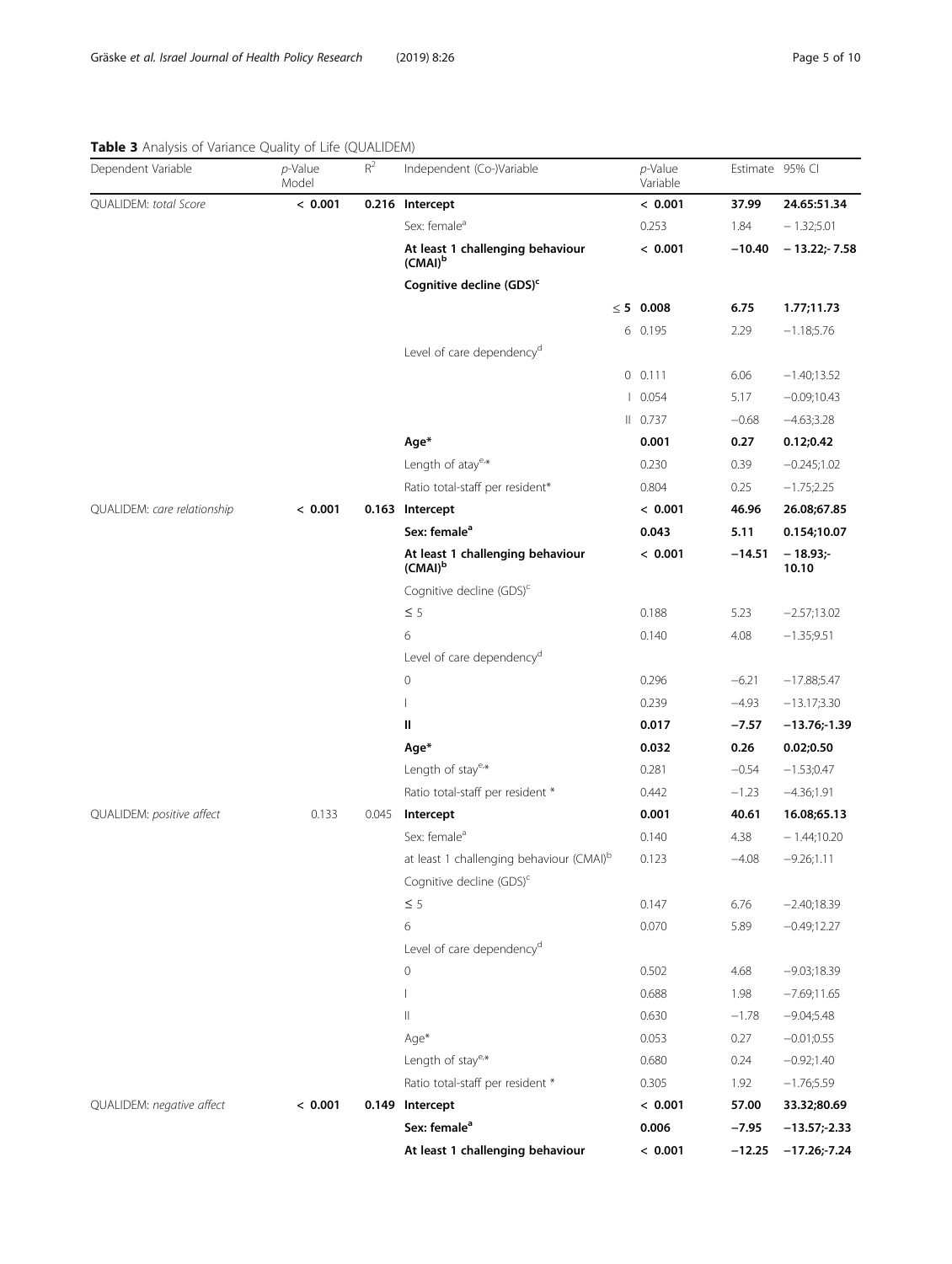**Table 3** Analysis of Variance Quality of Life (QUALIDEM)

| Dependent Variable | *p*-Value Model | $R^2$ | Independent (Co-)Variable | | *p*-Value Variable | Estimate | 95% CI |
|---|---|---|---|---|---|---|---|
| QUALIDEM: *total Score* | **< 0.001** | **0.216** | **Intercept** | | **< 0.001** | **37.99** | **24.65;51.34** |
| | | | Sex: female[a] | | 0.253 | 1.84 | − 1.32;5.01 |
| | | | **At least 1 challenging behaviour (CMAI)[b]** | | **< 0.001** | **−10.40** | **− 13.22;- 7.58** |
| | | | **Cognitive decline (GDS)[c]** | | | | |
| | | | | **≤ 5** | **0.008** | **6.75** | **1.77;11.73** |
| | | | | 6 | 0.195 | 2.29 | −1.18;5.76 |
| | | | Level of care dependency[d] | | | | |
| | | | | 0 | 0.111 | 6.06 | −1.40;13.52 |
| | | | | I | 0.054 | 5.17 | −0.09;10.43 |
| | | | | II | 0.737 | −0.68 | −4.63;3.28 |
| | | | **Age*** | | **0.001** | **0.27** | **0.12;0.42** |
| | | | Length of atay[e,]* | | 0.230 | 0.39 | −0.245;1.02 |
| | | | Ratio total-staff per resident* | | 0.804 | 0.25 | −1.75;2.25 |
| QUALIDEM: *care relationship* | **< 0.001** | **0.163** | **Intercept** | | **< 0.001** | **46.96** | **26.08;67.85** |
| | | | **Sex: female[a]** | | **0.043** | **5.11** | **0.154;10.07** |
| | | | **At least 1 challenging behaviour (CMAI)[b]** | | **< 0.001** | **−14.51** | **− 18.93;- 10.10** |
| | | | Cognitive decline (GDS)[c] | | | | |
| | | | ≤ 5 | | 0.188 | 5.23 | −2.57;13.02 |
| | | | 6 | | 0.140 | 4.08 | −1.35;9.51 |
| | | | Level of care dependency[d] | | | | |
| | | | 0 | | 0.296 | −6.21 | −17.88;5.47 |
| | | | I | | 0.239 | −4.93 | −13.17;3.30 |
| | | | **II** | | **0.017** | **−7.57** | **−13.76;-1.39** |
| | | | **Age*** | | **0.032** | **0.26** | **0.02;0.50** |
| | | | Length of stay[e,]* | | 0.281 | −0.54 | −1.53;0.47 |
| | | | Ratio total-staff per resident * | | 0.442 | −1.23 | −4.36;1.91 |
| QUALIDEM: *positive affect* | 0.133 | 0.045 | **Intercept** | | **0.001** | **40.61** | **16.08;65.13** |
| | | | Sex: female[a] | | 0.140 | 4.38 | − 1.44;10.20 |
| | | | at least 1 challenging behaviour (CMAI)[b] | | 0.123 | −4.08 | −9.26;1.11 |
| | | | Cognitive decline (GDS)[c] | | | | |
| | | | ≤ 5 | | 0.147 | 6.76 | −2.40;18.39 |
| | | | 6 | | 0.070 | 5.89 | −0.49;12.27 |
| | | | Level of care dependency[d] | | | | |
| | | | 0 | | 0.502 | 4.68 | −9.03;18.39 |
| | | | I | | 0.688 | 1.98 | −7.69;11.65 |
| | | | II | | 0.630 | −1.78 | −9.04;5.48 |
| | | | Age* | | 0.053 | 0.27 | −0.01;0.55 |
| | | | Length of stay[e,]* | | 0.680 | 0.24 | −0.92;1.40 |
| | | | Ratio total-staff per resident * | | 0.305 | 1.92 | −1.76;5.59 |
| QUALIDEM: *negative affect* | **< 0.001** | **0.149** | **Intercept** | | **< 0.001** | **57.00** | **33.32;80.69** |
| | | | **Sex: female[a]** | | **0.006** | **−7.95** | **−13.57;-2.33** |
| | | | **At least 1 challenging behaviour** | | **< 0.001** | **−12.25** | **−17.26;-7.24** |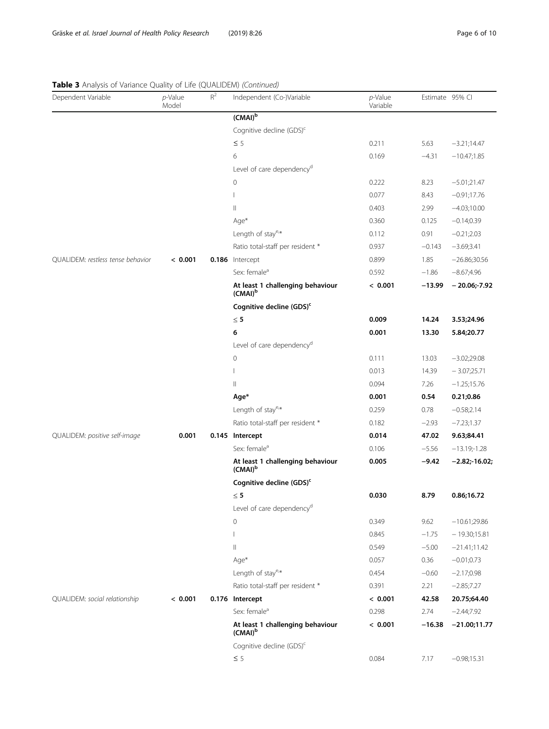**Table 3** Analysis of Variance Quality of Life (QUALIDEM) *(Continued)*

| Dependent Variable | *p*-Value Model | $R^2$ | Independent (Co-)Variable | *p*-Value Variable | Estimate | 95% CI |
|---|---|---|---|---|---|---|
| | | | **(CMAI)[b]** | | | |
| | | | Cognitive decline (GDS)[c] | | | |
| | | | ≤ 5 | 0.211 | 5.63 | −3.21;14.47 |
| | | | 6 | 0.169 | −4.31 | −10.47;1.85 |
| | | | Level of care dependency[d] | | | |
| | | | 0 | 0.222 | 8.23 | −5.01;21.47 |
| | | | I | 0.077 | 8.43 | −0.91;17.76 |
| | | | II | 0.403 | 2.99 | −4.03;10.00 |
| | | | Age* | 0.360 | 0.125 | −0.14;0.39 |
| | | | Length of stay[e,]* | 0.112 | 0.91 | −0.21;2.03 |
| | | | Ratio total-staff per resident * | 0.937 | −0.143 | −3.69;3.41 |
| QUALIDEM: *restless tense behavior* | **< 0.001** | **0.186** | Intercept | 0.899 | 1.85 | −26.86;30.56 |
| | | | Sex: female[a] | 0.592 | −1.86 | −8.67;4.96 |
| | | | **At least 1 challenging behaviour (CMAI)[b]** | **< 0.001** | **−13.99** | **− 20.06;-7.92** |
| | | | **Cognitive decline (GDS)[c]** | | | |
| | | | **≤ 5** | **0.009** | **14.24** | **3.53;24.96** |
| | | | **6** | **0.001** | **13.30** | **5.84;20.77** |
| | | | Level of care dependency[d] | | | |
| | | | 0 | 0.111 | 13.03 | −3.02;29.08 |
| | | | I | 0.013 | 14.39 | − 3.07;25.71 |
| | | | II | 0.094 | 7.26 | −1.25;15.76 |
| | | | **Age*** | **0.001** | **0.54** | **0.21;0.86** |
| | | | Length of stay[e,]* | 0.259 | 0.78 | −0.58;2.14 |
| | | | Ratio total-staff per resident * | 0.182 | −2.93 | −7.23;1.37 |
| QUALIDEM: *positive self-image* | **0.001** | **0.145** | **Intercept** | **0.014** | **47.02** | **9.63;84.41** |
| | | | Sex: female[a] | 0.106 | −5.56 | −13.19;-1.28 |
| | | | **At least 1 challenging behaviour (CMAI)[b]** | **0.005** | **−9.42** | **−2.82;-16.02;** |
| | | | **Cognitive decline (GDS)[c]** | | | |
| | | | **≤ 5** | **0.030** | **8.79** | **0.86;16.72** |
| | | | Level of care dependency[d] | | | |
| | | | 0 | 0.349 | 9.62 | −10.61;29.86 |
| | | | I | 0.845 | −1.75 | − 19.30;15.81 |
| | | | II | 0.549 | −5.00 | −21.41;11.42 |
| | | | Age* | 0.057 | 0.36 | −0.01;0.73 |
| | | | Length of stay[e,]* | 0.454 | −0.60 | −2.17;0.98 |
| | | | Ratio total-staff per resident * | 0.391 | 2.21 | −2.85;7.27 |
| QUALIDEM: *social relationship* | **< 0.001** | **0.176** | **Intercept** | **< 0.001** | **42.58** | **20.75;64.40** |
| | | | Sex: female[a] | 0.298 | 2.74 | −2.44;7.92 |
| | | | **At least 1 challenging behaviour (CMAI)[b]** | **< 0.001** | **−16.38** | **−21.00;11.77** |
| | | | Cognitive decline (GDS)[c] | | | |
| | | | ≤ 5 | 0.084 | 7.17 | −0.98;15.31 |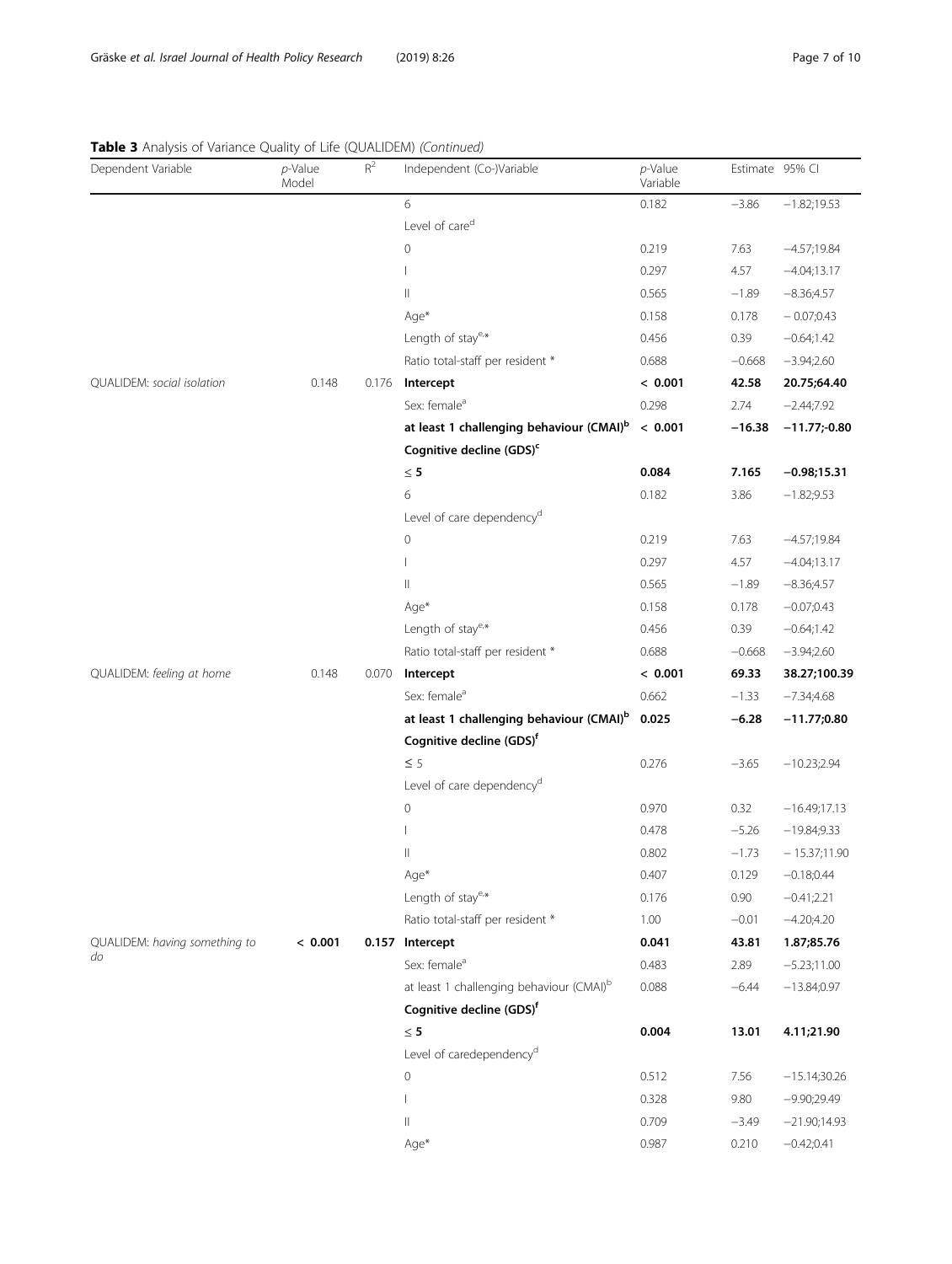**Table 3** Analysis of Variance Quality of Life (QUALIDEM) *(Continued)*

| Dependent Variable | *p*-Value Model | $R^2$ | Independent (Co-)Variable | *p*-Value Variable | Estimate | 95% CI |
|---|---|---|---|---|---|---|
| | | | 6 | 0.182 | −3.86 | −1.82;19.53 |
| | | | Level of care[d] | | | |
| | | | 0 | 0.219 | 7.63 | −4.57;19.84 |
| | | | I | 0.297 | 4.57 | −4.04;13.17 |
| | | | II | 0.565 | −1.89 | −8.36;4.57 |
| | | | Age* | 0.158 | 0.178 | − 0.07;0.43 |
| | | | Length of stay[e,*] | 0.456 | 0.39 | −0.64;1.42 |
| | | | Ratio total-staff per resident * | 0.688 | −0.668 | −3.94;2.60 |
| QUALIDEM: *social isolation* | 0.148 | 0.176 | **Intercept** | **< 0.001** | **42.58** | **20.75;64.40** |
| | | | Sex: female[a] | 0.298 | 2.74 | −2.44;7.92 |
| | | | **at least 1 challenging behaviour (CMAI)[b]** | **< 0.001** | **−16.38** | **−11.77;-0.80** |
| | | | **Cognitive decline (GDS)[c]** | | | |
| | | | **≤ 5** | **0.084** | **7.165** | **−0.98;15.31** |
| | | | 6 | 0.182 | 3.86 | −1.82;9.53 |
| | | | Level of care dependency[d] | | | |
| | | | 0 | 0.219 | 7.63 | −4.57;19.84 |
| | | | I | 0.297 | 4.57 | −4.04;13.17 |
| | | | II | 0.565 | −1.89 | −8.36;4.57 |
| | | | Age* | 0.158 | 0.178 | −0.07;0.43 |
| | | | Length of stay[e,*] | 0.456 | 0.39 | −0.64;1.42 |
| | | | Ratio total-staff per resident * | 0.688 | −0.668 | −3.94;2.60 |
| QUALIDEM: *feeling at home* | 0.148 | 0.070 | **Intercept** | **< 0.001** | **69.33** | **38.27;100.39** |
| | | | Sex: female[a] | 0.662 | −1.33 | −7.34;4.68 |
| | | | **at least 1 challenging behaviour (CMAI)[b]** | **0.025** | **−6.28** | **−11.77;0.80** |
| | | | **Cognitive decline (GDS)[f]** | | | |
| | | | ≤ 5 | 0.276 | −3.65 | −10.23;2.94 |
| | | | Level of care dependency[d] | | | |
| | | | 0 | 0.970 | 0.32 | −16.49;17.13 |
| | | | I | 0.478 | −5.26 | −19.84;9.33 |
| | | | II | 0.802 | −1.73 | − 15.37;11.90 |
| | | | Age* | 0.407 | 0.129 | −0.18;0.44 |
| | | | Length of stay[e,*] | 0.176 | 0.90 | −0.41;2.21 |
| | | | Ratio total-staff per resident * | 1.00 | −0.01 | −4.20;4.20 |
| QUALIDEM: *having something to do* | **< 0.001** | **0.157** | **Intercept** | **0.041** | **43.81** | **1.87;85.76** |
| | | | Sex: female[a] | 0.483 | 2.89 | −5.23;11.00 |
| | | | at least 1 challenging behaviour (CMAI)[b] | 0.088 | −6.44 | −13.84;0.97 |
| | | | **Cognitive decline (GDS)[f]** | | | |
| | | | **≤ 5** | **0.004** | **13.01** | **4.11;21.90** |
| | | | Level of caredependency[d] | | | |
| | | | 0 | 0.512 | 7.56 | −15.14;30.26 |
| | | | I | 0.328 | 9.80 | −9.90;29.49 |
| | | | II | 0.709 | −3.49 | −21.90;14.93 |
| | | | Age* | 0.987 | 0.210 | −0.42;0.41 |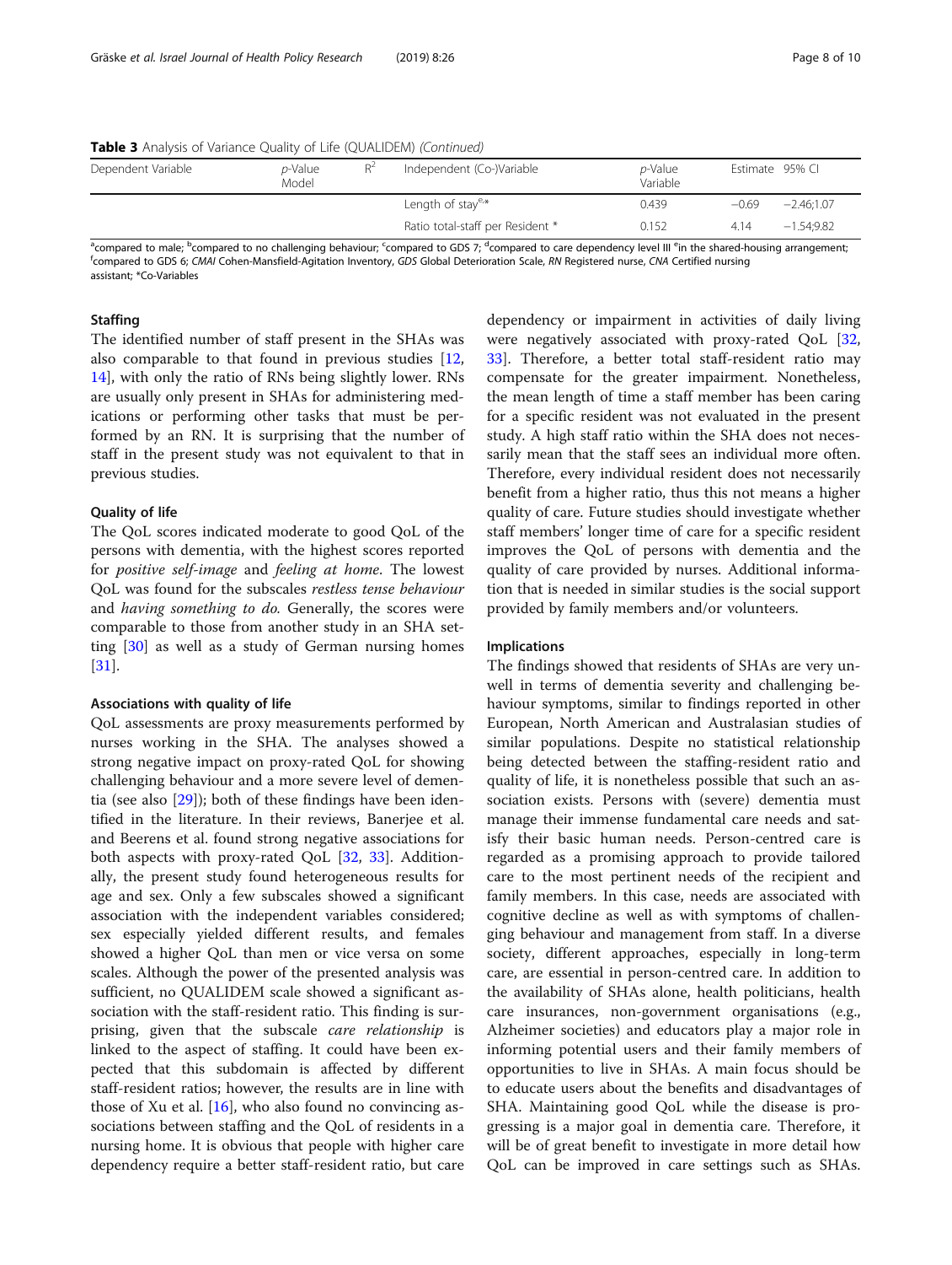**Table 3** Analysis of Variance Quality of Life (QUALIDEM) *(Continued)*

| Dependent Variable | p-Value Model | $R^2$ | Independent (Co-)Variable | p-Value Variable | Estimate | 95% CI |
|---|---|---|---|---|---|---|
| | | | Length of stay[e,*] | 0.439 | −0.69 | −2.46;1.07 |
| | | | Ratio total-staff per Resident * | 0.152 | 4.14 | −1.54;9.82 |

[a]compared to male; [b]compared to no challenging behaviour; [c]compared to GDS 7; [d]compared to care dependency level III [e]in the shared-housing arrangement; [f]compared to GDS 6; *CMAI* Cohen-Mansfield-Agitation Inventory, *GDS* Global Deterioration Scale, *RN* Registered nurse, *CNA* Certified nursing assistant; *Co-Variables

### Staffing

The identified number of staff present in the SHAs was also comparable to that found in previous studies [12, 14], with only the ratio of RNs being slightly lower. RNs are usually only present in SHAs for administering medications or performing other tasks that must be performed by an RN. It is surprising that the number of staff in the present study was not equivalent to that in previous studies.

### Quality of life

The QoL scores indicated moderate to good QoL of the persons with dementia, with the highest scores reported for *positive self-image* and *feeling at home*. The lowest QoL was found for the subscales *restless tense behaviour* and *having something to do.* Generally, the scores were comparable to those from another study in an SHA setting [30] as well as a study of German nursing homes [31].

### Associations with quality of life

QoL assessments are proxy measurements performed by nurses working in the SHA. The analyses showed a strong negative impact on proxy-rated QoL for showing challenging behaviour and a more severe level of dementia (see also [29]); both of these findings have been identified in the literature. In their reviews, Banerjee et al. and Beerens et al. found strong negative associations for both aspects with proxy-rated QoL [32, 33]. Additionally, the present study found heterogeneous results for age and sex. Only a few subscales showed a significant association with the independent variables considered; sex especially yielded different results, and females showed a higher QoL than men or vice versa on some scales. Although the power of the presented analysis was sufficient, no QUALIDEM scale showed a significant association with the staff-resident ratio. This finding is surprising, given that the subscale *care relationship* is linked to the aspect of staffing. It could have been expected that this subdomain is affected by different staff-resident ratios; however, the results are in line with those of Xu et al. [16], who also found no convincing associations between staffing and the QoL of residents in a nursing home. It is obvious that people with higher care dependency require a better staff-resident ratio, but care dependency or impairment in activities of daily living were negatively associated with proxy-rated QoL [32, 33]. Therefore, a better total staff-resident ratio may compensate for the greater impairment. Nonetheless, the mean length of time a staff member has been caring for a specific resident was not evaluated in the present study. A high staff ratio within the SHA does not necessarily mean that the staff sees an individual more often. Therefore, every individual resident does not necessarily benefit from a higher ratio, thus this not means a higher quality of care. Future studies should investigate whether staff members' longer time of care for a specific resident improves the QoL of persons with dementia and the quality of care provided by nurses. Additional information that is needed in similar studies is the social support provided by family members and/or volunteers.

### Implications

The findings showed that residents of SHAs are very unwell in terms of dementia severity and challenging behaviour symptoms, similar to findings reported in other European, North American and Australasian studies of similar populations. Despite no statistical relationship being detected between the staffing-resident ratio and quality of life, it is nonetheless possible that such an association exists. Persons with (severe) dementia must manage their immense fundamental care needs and satisfy their basic human needs. Person-centred care is regarded as a promising approach to provide tailored care to the most pertinent needs of the recipient and family members. In this case, needs are associated with cognitive decline as well as with symptoms of challenging behaviour and management from staff. In a diverse society, different approaches, especially in long-term care, are essential in person-centred care. In addition to the availability of SHAs alone, health politicians, health care insurances, non-government organisations (e.g., Alzheimer societies) and educators play a major role in informing potential users and their family members of opportunities to live in SHAs. A main focus should be to educate users about the benefits and disadvantages of SHA. Maintaining good QoL while the disease is progressing is a major goal in dementia care. Therefore, it will be of great benefit to investigate in more detail how QoL can be improved in care settings such as SHAs.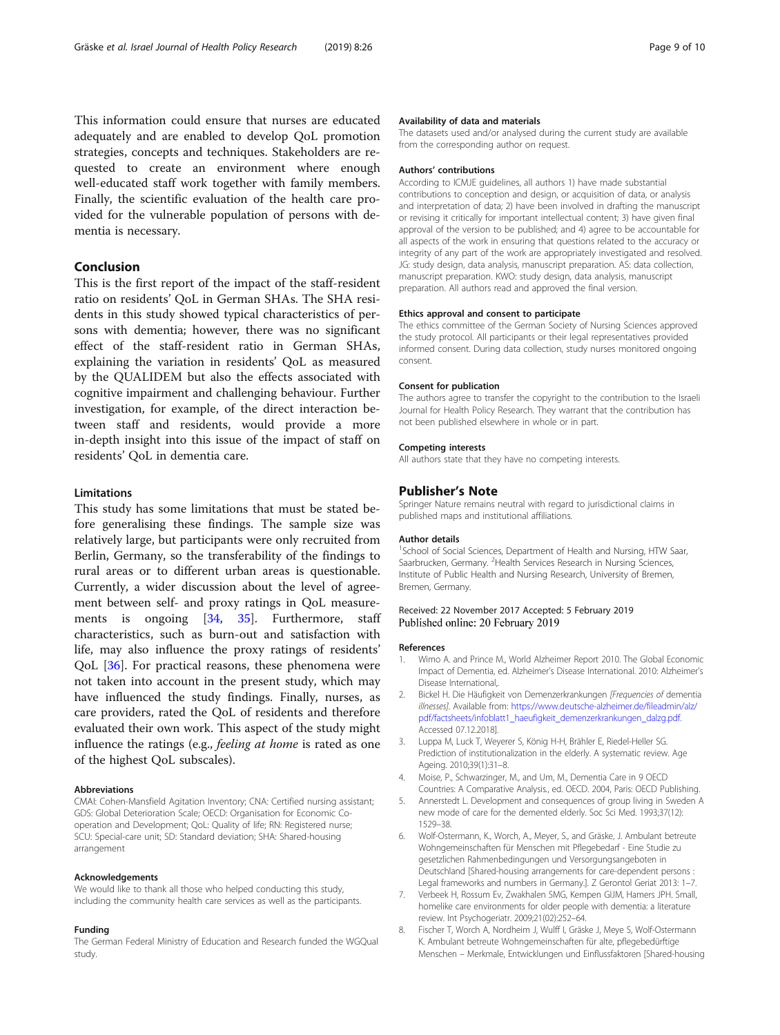This information could ensure that nurses are educated adequately and are enabled to develop QoL promotion strategies, concepts and techniques. Stakeholders are requested to create an environment where enough well-educated staff work together with family members. Finally, the scientific evaluation of the health care provided for the vulnerable population of persons with dementia is necessary.

## Conclusion

This is the first report of the impact of the staff-resident ratio on residents' QoL in German SHAs. The SHA residents in this study showed typical characteristics of persons with dementia; however, there was no significant effect of the staff-resident ratio in German SHAs, explaining the variation in residents' QoL as measured by the QUALIDEM but also the effects associated with cognitive impairment and challenging behaviour. Further investigation, for example, of the direct interaction between staff and residents, would provide a more in-depth insight into this issue of the impact of staff on residents' QoL in dementia care.

### Limitations

This study has some limitations that must be stated before generalising these findings. The sample size was relatively large, but participants were only recruited from Berlin, Germany, so the transferability of the findings to rural areas or to different urban areas is questionable. Currently, a wider discussion about the level of agreement between self- and proxy ratings in QoL measurements is ongoing [34, 35]. Furthermore, staff characteristics, such as burn-out and satisfaction with life, may also influence the proxy ratings of residents' QoL [36]. For practical reasons, these phenomena were not taken into account in the present study, which may have influenced the study findings. Finally, nurses, as care providers, rated the QoL of residents and therefore evaluated their own work. This aspect of the study might influence the ratings (e.g., *feeling at home* is rated as one of the highest QoL subscales).

#### Abbreviations

CMAI: Cohen-Mansfield Agitation Inventory; CNA: Certified nursing assistant; GDS: Global Deterioration Scale; OECD: Organisation for Economic Co-operation and Development; QoL: Quality of life; RN: Registered nurse; SCU: Special-care unit; SD: Standard deviation; SHA: Shared-housing arrangement

#### Acknowledgements

We would like to thank all those who helped conducting this study, including the community health care services as well as the participants.

#### Funding

The German Federal Ministry of Education and Research funded the WGQual study.

#### Availability of data and materials

The datasets used and/or analysed during the current study are available from the corresponding author on request.

#### Authors' contributions

According to ICMJE guidelines, all authors 1) have made substantial contributions to conception and design, or acquisition of data, or analysis and interpretation of data; 2) have been involved in drafting the manuscript or revising it critically for important intellectual content; 3) have given final approval of the version to be published; and 4) agree to be accountable for all aspects of the work in ensuring that questions related to the accuracy or integrity of any part of the work are appropriately investigated and resolved. JG: study design, data analysis, manuscript preparation. AS: data collection, manuscript preparation. KWO: study design, data analysis, manuscript preparation. All authors read and approved the final version.

#### Ethics approval and consent to participate

The ethics committee of the German Society of Nursing Sciences approved the study protocol. All participants or their legal representatives provided informed consent. During data collection, study nurses monitored ongoing consent.

#### Consent for publication

The authors agree to transfer the copyright to the contribution to the Israeli Journal for Health Policy Research. They warrant that the contribution has not been published elsewhere in whole or in part.

#### Competing interests

All authors state that they have no competing interests.

## Publisher's Note

Springer Nature remains neutral with regard to jurisdictional claims in published maps and institutional affiliations.

#### Author details

[1]School of Social Sciences, Department of Health and Nursing, HTW Saar, Saarbrucken, Germany. [2]Health Services Research in Nursing Sciences, Institute of Public Health and Nursing Research, University of Bremen, Bremen, Germany.

Received: 22 November 2017 Accepted: 5 February 2019
Published online: 20 February 2019

#### References

1. Wimo A. and Prince M., World Alzheimer Report 2010. The Global Economic Impact of Dementia, ed. Alzheimer's Disease International. 2010: Alzheimer's Disease International,.
2. Bickel H. Die Häufigkeit von Demenzerkrankungen *[Frequencies of dementia illnesses]*. Available from: https://www.deutsche-alzheimer.de/fileadmin/alz/pdf/factsheets/infoblatt1_haeufigkeit_demenzerkrankungen_dalzg.pdf. Accessed 07.12.2018].
3. Luppa M, Luck T, Weyerer S, König H-H, Brähler E, Riedel-Heller SG. Prediction of institutionalization in the elderly. A systematic review. Age Ageing. 2010;39(1):31–8.
4. Moise, P., Schwarzinger, M., and Um, M., Dementia Care in 9 OECD Countries: A Comparative Analysis., ed. OECD. 2004, Paris: OECD Publishing.
5. Annerstedt L. Development and consequences of group living in Sweden A new mode of care for the demented elderly. Soc Sci Med. 1993;37(12): 1529–38.
6. Wolf-Ostermann, K., Worch, A., Meyer, S., and Gräske, J. Ambulant betreute Wohngemeinschaften für Menschen mit Pflegebedarf - Eine Studie zu gesetzlichen Rahmenbedingungen und Versorgungsangeboten in Deutschland [Shared-housing arrangements for care-dependent persons : Legal frameworks and numbers in Germany.]. Z Gerontol Geriat 2013: 1–7.
7. Verbeek H, Rossum Ev, Zwakhalen SMG, Kempen GIJM, Hamers JPH. Small, homelike care environments for older people with dementia: a literature review. Int Psychogeriatr. 2009;21(02):252–64.
8. Fischer T, Worch A, Nordheim J, Wulff I, Gräske J, Meye S, Wolf-Ostermann K. Ambulant betreute Wohngemeinschaften für alte, pflegebedürftige Menschen – Merkmale, Entwicklungen und Einflussfaktoren [Shared-housing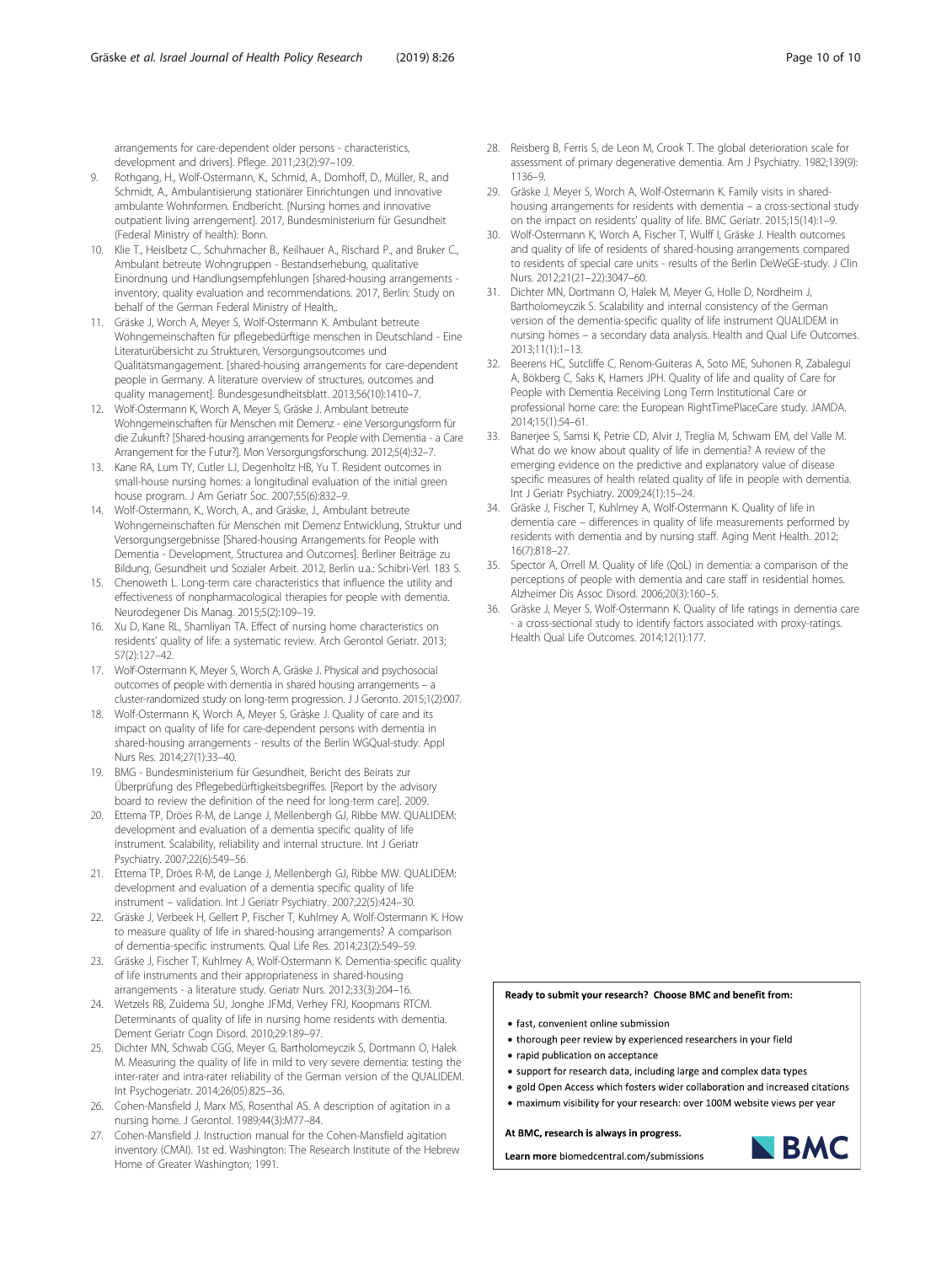arrangements for care-dependent older persons - characteristics, development and drivers]. Pflege. 2011;23(2):97–109.

9. Rothgang, H., Wolf-Ostermann, K., Schmid, A., Domhoff, D., Müller, R., and Schmidt, A., Ambulantisierung stationärer Einrichtungen und innovative ambulante Wohnformen. Endbericht. [Nursing homes and innovative outpatient living arrengement]. 2017, Bundesministerium für Gesundheit (Federal Ministry of health): Bonn.
10. Klie T., Heislbetz C., Schuhmacher B., Keilhauer A., Rischard P., and Bruker C., Ambulant betreute Wohngruppen - Bestandserhebung, qualitative Einordnung und Handlungsempfehlungen [shared-housing arrangements - inventory, quality evaluation and recommendations. 2017, Berlin: Study on behalf of the German Federal Ministry of Health,.
11. Gräske J, Worch A, Meyer S, Wolf-Ostermann K. Ambulant betreute Wohngemeinschaften für pflegebedürftige menschen in Deutschland - Eine Literaturübersicht zu Strukturen, Versorgungsoutcomes und Qualitätsmangagement. [shared-housing arrangements for care-dependent people in Germany. A literature overview of structures, outcomes and quality management]. Bundesgesundheitsblatt. 2013;56(10):1410–7.
12. Wolf-Ostermann K, Worch A, Meyer S, Gräske J. Ambulant betreute Wohngemeinschaften für Menschen mit Demenz - eine Versorgungsform für die Zukunft? [Shared-housing arrangements for People with Dementia - a Care Arrangement for the Futur?]. Mon Versorgungsforschung. 2012;5(4):32–7.
13. Kane RA, Lum TY, Cutler LJ, Degenholtz HB, Yu T. Resident outcomes in small-house nursing homes: a longitudinal evaluation of the initial green house program. J Am Geriatr Soc. 2007;55(6):832–9.
14. Wolf-Ostermann, K., Worch, A., and Gräske, J., Ambulant betreute Wohngemeinschaften für Menschen mit Demenz Entwicklung, Struktur und Versorgungsergebnisse [Shared-housing Arrangements for People with Dementia - Development, Structurea and Outcomes]. Berliner Beiträge zu Bildung, Gesundheit und Sozialer Arbeit. 2012, Berlin u.a.: Schibri-Verl. 183 S.
15. Chenoweth L. Long-term care characteristics that influence the utility and effectiveness of nonpharmacological therapies for people with dementia. Neurodegener Dis Manag. 2015;5(2):109–19.
16. Xu D, Kane RL, Shamliyan TA. Effect of nursing home characteristics on residents' quality of life: a systematic review. Arch Gerontol Geriatr. 2013; 57(2):127–42.
17. Wolf-Ostermann K, Meyer S, Worch A, Gräske J. Physical and psychosocial outcomes of people with dementia in shared housing arrangements – a cluster-randomized study on long-term progression. J J Geronto. 2015;1(2):007.
18. Wolf-Ostermann K, Worch A, Meyer S, Gräske J. Quality of care and its impact on quality of life for care-dependent persons with dementia in shared-housing arrangements - results of the Berlin WGQual-study. Appl Nurs Res. 2014;27(1):33–40.
19. BMG - Bundesministerium für Gesundheit, Bericht des Beirats zur Überprüfung des Pflegebedürftigkeitsbegriffes. [Report by the advisory board to review the definition of the need for long-term care]. 2009.
20. Ettema TP, Dröes R-M, de Lange J, Mellenbergh GJ, Ribbe MW. QUALIDEM: development and evaluation of a dementia specific quality of life instrument. Scalability, reliability and internal structure. Int J Geriatr Psychiatry. 2007;22(6):549–56.
21. Ettema TP, Dröes R-M, de Lange J, Mellenbergh GJ, Ribbe MW. QUALIDEM: development and evaluation of a dementia specific quality of life instrument – validation. Int J Geriatr Psychiatry. 2007;22(5):424–30.
22. Gräske J, Verbeek H, Gellert P, Fischer T, Kuhlmey A, Wolf-Ostermann K. How to measure quality of life in shared-housing arrangements? A comparison of dementia-specific instruments. Qual Life Res. 2014;23(2):549–59.
23. Gräske J, Fischer T, Kuhlmey A, Wolf-Ostermann K. Dementia-specific quality of life instruments and their appropriateness in shared-housing arrangements - a literature study. Geriatr Nurs. 2012;33(3):204–16.
24. Wetzels RB, Zuidema SU, Jonghe JFMd, Verhey FRJ, Koopmans RTCM. Determinants of quality of life in nursing home residents with dementia. Dement Geriatr Cogn Disord. 2010;29:189–97.
25. Dichter MN, Schwab CGG, Meyer G, Bartholomeyczik S, Dortmann O, Halek M. Measuring the quality of life in mild to very severe dementia: testing the inter-rater and intra-rater reliability of the German version of the QUALIDEM. Int Psychogeriatr. 2014;26(05):825–36.
26. Cohen-Mansfield J, Marx MS, Rosenthal AS. A description of agitation in a nursing home. J Gerontol. 1989;44(3):M77–84.
27. Cohen-Mansfield J. Instruction manual for the Cohen-Mansfield agitation inventory (CMAI). 1st ed. Washington: The Research Institute of the Hebrew Home of Greater Washington; 1991.
28. Reisberg B, Ferris S, de Leon M, Crook T. The global deterioration scale for assessment of primary degenerative dementia. Am J Psychiatry. 1982;139(9): 1136–9.
29. Gräske J, Meyer S, Worch A, Wolf-Ostermann K. Family visits in shared-housing arrangements for residents with dementia – a cross-sectional study on the impact on residents' quality of life. BMC Geriatr. 2015;15(14):1–9.
30. Wolf-Ostermann K, Worch A, Fischer T, Wulff I, Gräske J. Health outcomes and quality of life of residents of shared-housing arrangements compared to residents of special care units - results of the Berlin DeWeGE-study. J Clin Nurs. 2012;21(21–22):3047–60.
31. Dichter MN, Dortmann O, Halek M, Meyer G, Holle D, Nordheim J, Bartholomeyczik S. Scalability and internal consistency of the German version of the dementia-specific quality of life instrument QUALIDEM in nursing homes – a secondary data analysis. Health and Qual Life Outcomes. 2013;11(1):1–13.
32. Beerens HC, Sutcliffe C, Renom-Guiteras A, Soto ME, Suhonen R, Zabalegui A, Bökberg C, Saks K, Hamers JPH. Quality of life and quality of Care for People with Dementia Receiving Long Term Institutional Care or professional home care: the European RightTimePlaceCare study. JAMDA. 2014;15(1):54–61.
33. Banerjee S, Samsi K, Petrie CD, Alvir J, Treglia M, Schwam EM, del Valle M. What do we know about quality of life in dementia? A review of the emerging evidence on the predictive and explanatory value of disease specific measures of health related quality of life in people with dementia. Int J Geriatr Psychiatry. 2009;24(1):15–24.
34. Gräske J, Fischer T, Kuhlmey A, Wolf-Ostermann K. Quality of life in dementia care – differences in quality of life measurements performed by residents with dementia and by nursing staff. Aging Ment Health. 2012; 16(7):818–27.
35. Spector A, Orrell M. Quality of life (QoL) in dementia: a comparison of the perceptions of people with dementia and care staff in residential homes. Alzheimer Dis Assoc Disord. 2006;20(3):160–5.
36. Gräske J, Meyer S, Wolf-Ostermann K. Quality of life ratings in dementia care - a cross-sectional study to identify factors associated with proxy-ratings. Health Qual Life Outcomes. 2014;12(1):177.

**Ready to submit your research? Choose BMC and benefit from:**

- fast, convenient online submission
- thorough peer review by experienced researchers in your field
- rapid publication on acceptance
- support for research data, including large and complex data types
- gold Open Access which fosters wider collaboration and increased citations
- maximum visibility for your research: over 100M website views per year

**At BMC, research is always in progress.**

**Learn more** biomedcentral.com/submissions

BMC